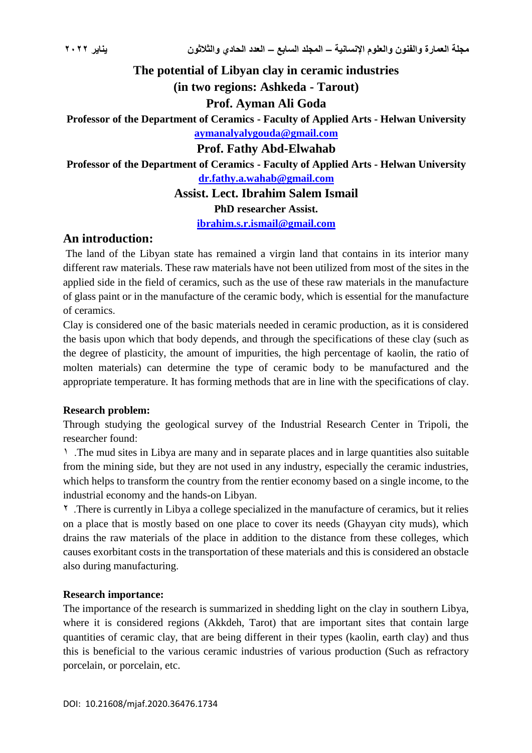# The potential of Libyan clay in ceramic industries
## (in two regions: Ashkeda - Tarout)

**Prof. Ayman Ali Goda**

**Professor of the Department of Ceramics - Faculty of Applied Arts - Helwan University**

aymanalyalygouda@gmail.com

**Prof. Fathy Abd-Elwahab**

**Professor of the Department of Ceramics - Faculty of Applied Arts - Helwan University**

dr.fathy.a.wahab@gmail.com

**Assist. Lect. Ibrahim Salem Ismail**

**PhD researcher Assist.**

ibrahim.s.r.ismail@gmail.com

## An introduction:

The land of the Libyan state has remained a virgin land that contains in its interior many different raw materials. These raw materials have not been utilized from most of the sites in the applied side in the field of ceramics, such as the use of these raw materials in the manufacture of glass paint or in the manufacture of the ceramic body, which is essential for the manufacture of ceramics.

Clay is considered one of the basic materials needed in ceramic production, as it is considered the basis upon which that body depends, and through the specifications of these clay (such as the degree of plasticity, the amount of impurities, the high percentage of kaolin, the ratio of molten materials) can determine the type of ceramic body to be manufactured and the appropriate temperature. It has forming methods that are in line with the specifications of clay.

**Research problem:**

Through studying the geological survey of the Industrial Research Center in Tripoli, the researcher found:

١ .The mud sites in Libya are many and in separate places and in large quantities also suitable from the mining side, but they are not used in any industry, especially the ceramic industries, which helps to transform the country from the rentier economy based on a single income, to the industrial economy and the hands-on Libyan.

٢ .There is currently in Libya a college specialized in the manufacture of ceramics, but it relies on a place that is mostly based on one place to cover its needs (Ghayyan city muds), which drains the raw materials of the place in addition to the distance from these colleges, which causes exorbitant costs in the transportation of these materials and this is considered an obstacle also during manufacturing.

**Research importance:**

The importance of the research is summarized in shedding light on the clay in southern Libya, where it is considered regions (Akkdeh, Tarot) that are important sites that contain large quantities of ceramic clay, that are being different in their types (kaolin, earth clay) and thus this is beneficial to the various ceramic industries of various production (Such as refractory porcelain, or porcelain, etc.

DOI: 10.21608/mjaf.2020.36476.1734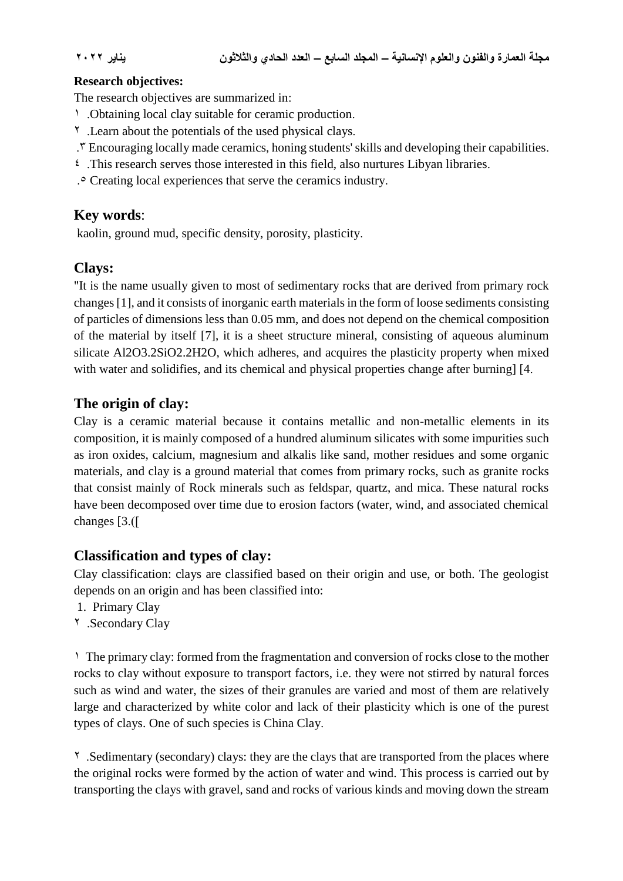**Research objectives:**

The research objectives are summarized in:

١ .Obtaining local clay suitable for ceramic production.

٢ .Learn about the potentials of the used physical clays.

.٣ Encouraging locally made ceramics, honing students' skills and developing their capabilities.

٤ .This research serves those interested in this field, also nurtures Libyan libraries.

.٥ Creating local experiences that serve the ceramics industry.

## Key words:

kaolin, ground mud, specific density, porosity, plasticity.

## Clays:

"It is the name usually given to most of sedimentary rocks that are derived from primary rock changes [1], and it consists of inorganic earth materials in the form of loose sediments consisting of particles of dimensions less than 0.05 mm, and does not depend on the chemical composition of the material by itself [7], it is a sheet structure mineral, consisting of aqueous aluminum silicate $Al_2O_3.2SiO_2.2H_2O$, which adheres, and acquires the plasticity property when mixed with water and solidifies, and its chemical and physical properties change after burning] [4.

## The origin of clay:

Clay is a ceramic material because it contains metallic and non-metallic elements in its composition, it is mainly composed of a hundred aluminum silicates with some impurities such as iron oxides, calcium, magnesium and alkalis like sand, mother residues and some organic materials, and clay is a ground material that comes from primary rocks, such as granite rocks that consist mainly of Rock minerals such as feldspar, quartz, and mica. These natural rocks have been decomposed over time due to erosion factors (water, wind, and associated chemical changes [3.([

## Classification and types of clay:

Clay classification: clays are classified based on their origin and use, or both. The geologist depends on an origin and has been classified into:

1. Primary Clay
2. Secondary Clay

١ The primary clay: formed from the fragmentation and conversion of rocks close to the mother rocks to clay without exposure to transport factors, i.e. they were not stirred by natural forces such as wind and water, the sizes of their granules are varied and most of them are relatively large and characterized by white color and lack of their plasticity which is one of the purest types of clays. One of such species is China Clay.

٢ .Sedimentary (secondary) clays: they are the clays that are transported from the places where the original rocks were formed by the action of water and wind. This process is carried out by transporting the clays with gravel, sand and rocks of various kinds and moving down the stream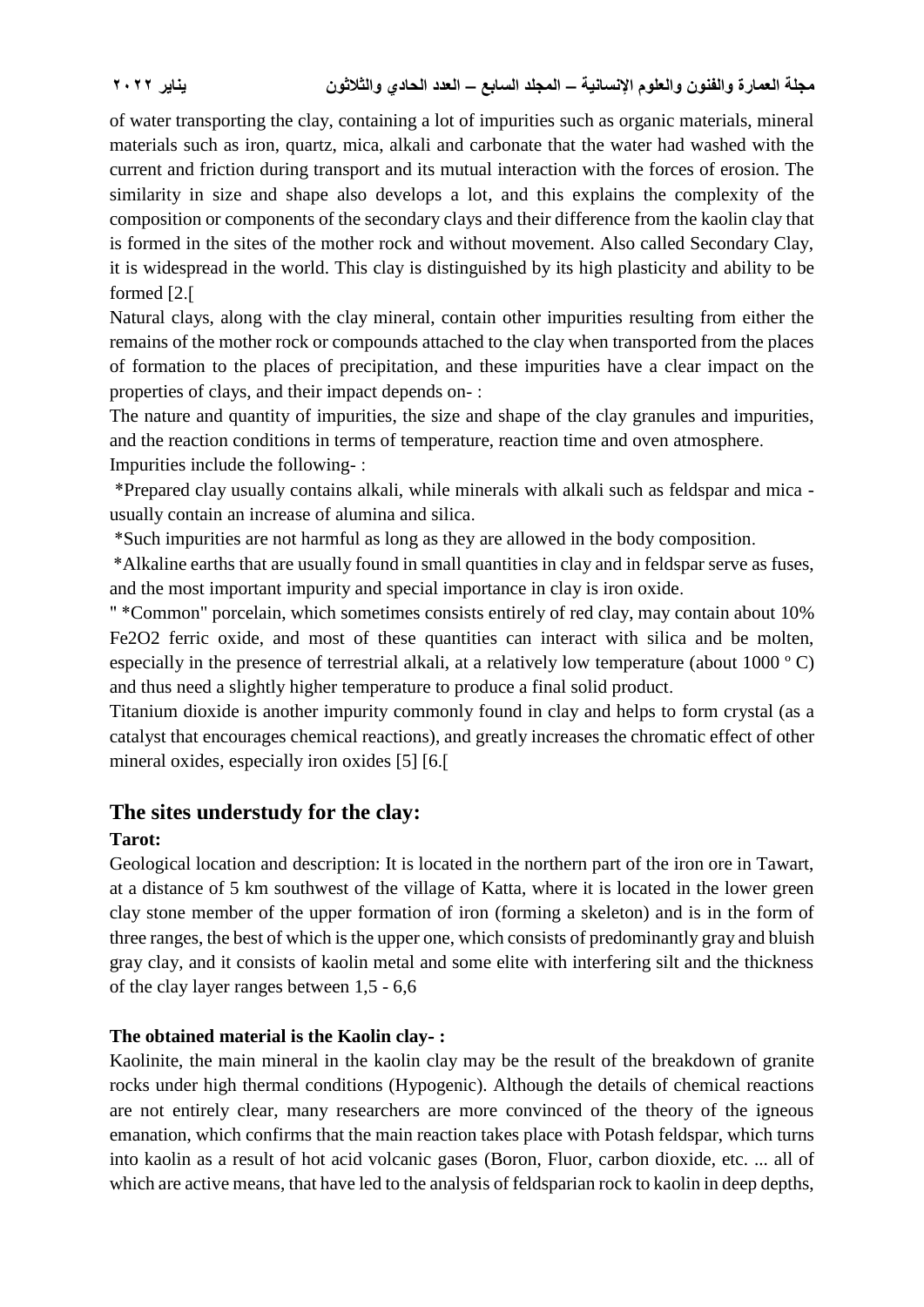of water transporting the clay, containing a lot of impurities such as organic materials, mineral materials such as iron, quartz, mica, alkali and carbonate that the water had washed with the current and friction during transport and its mutual interaction with the forces of erosion. The similarity in size and shape also develops a lot, and this explains the complexity of the composition or components of the secondary clays and their difference from the kaolin clay that is formed in the sites of the mother rock and without movement. Also called Secondary Clay, it is widespread in the world. This clay is distinguished by its high plasticity and ability to be formed [2.[

Natural clays, along with the clay mineral, contain other impurities resulting from either the remains of the mother rock or compounds attached to the clay when transported from the places of formation to the places of precipitation, and these impurities have a clear impact on the properties of clays, and their impact depends on- :

The nature and quantity of impurities, the size and shape of the clay granules and impurities, and the reaction conditions in terms of temperature, reaction time and oven atmosphere.

Impurities include the following- :

*Prepared clay usually contains alkali, while minerals with alkali such as feldspar and mica - usually contain an increase of alumina and silica.

*Such impurities are not harmful as long as they are allowed in the body composition.

*Alkaline earths that are usually found in small quantities in clay and in feldspar serve as fuses, and the most important impurity and special importance in clay is iron oxide.

" *Common" porcelain, which sometimes consists entirely of red clay, may contain about 10% $Fe_2O_2$ ferric oxide, and most of these quantities can interact with silica and be molten, especially in the presence of terrestrial alkali, at a relatively low temperature (about 1000 º C) and thus need a slightly higher temperature to produce a final solid product.

Titanium dioxide is another impurity commonly found in clay and helps to form crystal (as a catalyst that encourages chemical reactions), and greatly increases the chromatic effect of other mineral oxides, especially iron oxides [5] [6.[

## The sites understudy for the clay:

**Tarot:**

Geological location and description: It is located in the northern part of the iron ore in Tawart, at a distance of 5 km southwest of the village of Katta, where it is located in the lower green clay stone member of the upper formation of iron (forming a skeleton) and is in the form of three ranges, the best of which is the upper one, which consists of predominantly gray and bluish gray clay, and it consists of kaolin metal and some elite with interfering silt and the thickness of the clay layer ranges between 1,5 - 6,6

**The obtained material is the Kaolin clay- :**

Kaolinite, the main mineral in the kaolin clay may be the result of the breakdown of granite rocks under high thermal conditions (Hypogenic). Although the details of chemical reactions are not entirely clear, many researchers are more convinced of the theory of the igneous emanation, which confirms that the main reaction takes place with Potash feldspar, which turns into kaolin as a result of hot acid volcanic gases (Boron, Fluor, carbon dioxide, etc. ... all of which are active means, that have led to the analysis of feldsparian rock to kaolin in deep depths,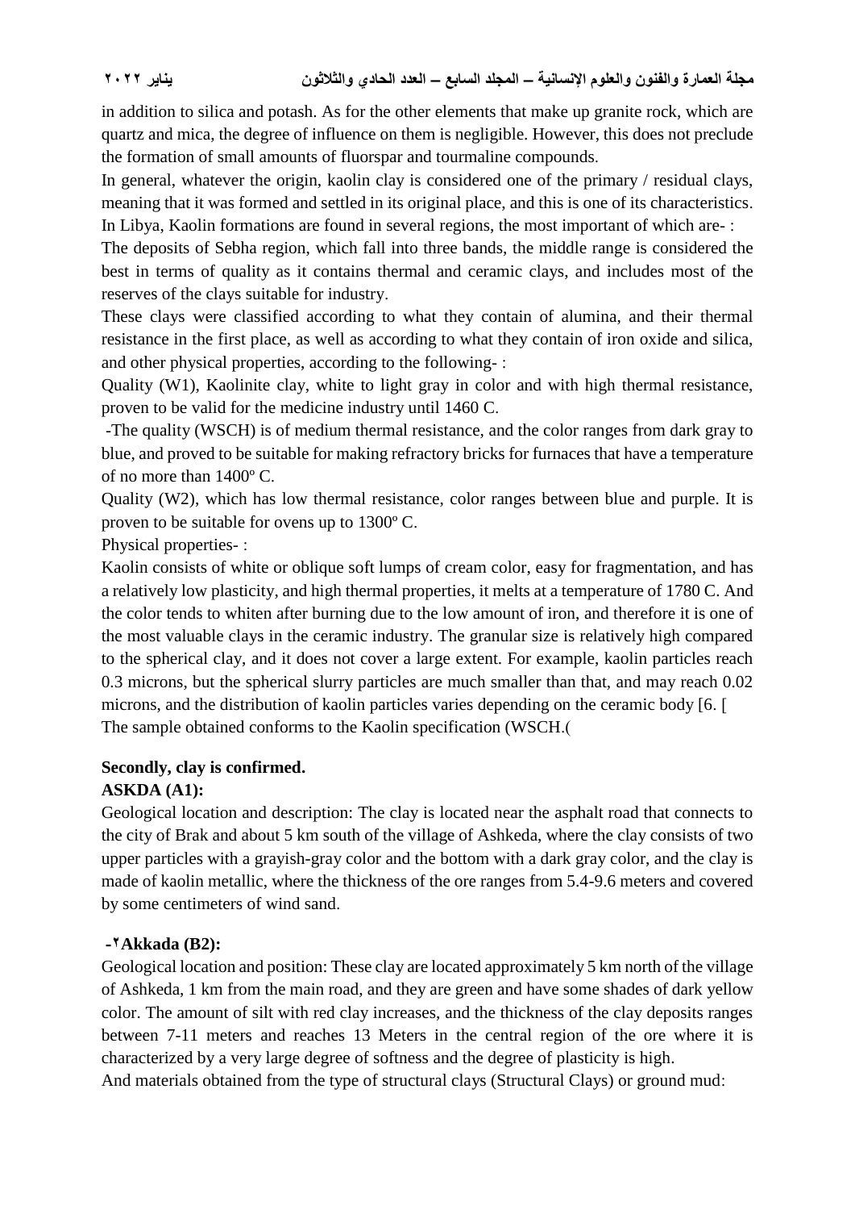in addition to silica and potash. As for the other elements that make up granite rock, which are quartz and mica, the degree of influence on them is negligible. However, this does not preclude the formation of small amounts of fluorspar and tourmaline compounds.

In general, whatever the origin, kaolin clay is considered one of the primary / residual clays, meaning that it was formed and settled in its original place, and this is one of its characteristics.

In Libya, Kaolin formations are found in several regions, the most important of which are- :

The deposits of Sebha region, which fall into three bands, the middle range is considered the best in terms of quality as it contains thermal and ceramic clays, and includes most of the reserves of the clays suitable for industry.

These clays were classified according to what they contain of alumina, and their thermal resistance in the first place, as well as according to what they contain of iron oxide and silica, and other physical properties, according to the following- :

Quality (W1), Kaolinite clay, white to light gray in color and with high thermal resistance, proven to be valid for the medicine industry until 1460 C.

-The quality (WSCH) is of medium thermal resistance, and the color ranges from dark gray to blue, and proved to be suitable for making refractory bricks for furnaces that have a temperature of no more than 1400º C.

Quality (W2), which has low thermal resistance, color ranges between blue and purple. It is proven to be suitable for ovens up to 1300º C.

Physical properties- :

Kaolin consists of white or oblique soft lumps of cream color, easy for fragmentation, and has a relatively low plasticity, and high thermal properties, it melts at a temperature of 1780 C. And the color tends to whiten after burning due to the low amount of iron, and therefore it is one of the most valuable clays in the ceramic industry. The granular size is relatively high compared to the spherical clay, and it does not cover a large extent. For example, kaolin particles reach 0.3 microns, but the spherical slurry particles are much smaller than that, and may reach 0.02 microns, and the distribution of kaolin particles varies depending on the ceramic body [6. [

The sample obtained conforms to the Kaolin specification (WSCH.(

**Secondly, clay is confirmed.**

**ASKDA (A1):**

Geological location and description: The clay is located near the asphalt road that connects to the city of Brak and about 5 km south of the village of Ashkeda, where the clay consists of two upper particles with a grayish-gray color and the bottom with a dark gray color, and the clay is made of kaolin metallic, where the thickness of the ore ranges from 5.4-9.6 meters and covered by some centimeters of wind sand.

**-٢Akkada (B2):**

Geological location and position: These clay are located approximately 5 km north of the village of Ashkeda, 1 km from the main road, and they are green and have some shades of dark yellow color. The amount of silt with red clay increases, and the thickness of the clay deposits ranges between 7-11 meters and reaches 13 Meters in the central region of the ore where it is characterized by a very large degree of softness and the degree of plasticity is high.

And materials obtained from the type of structural clays (Structural Clays) or ground mud: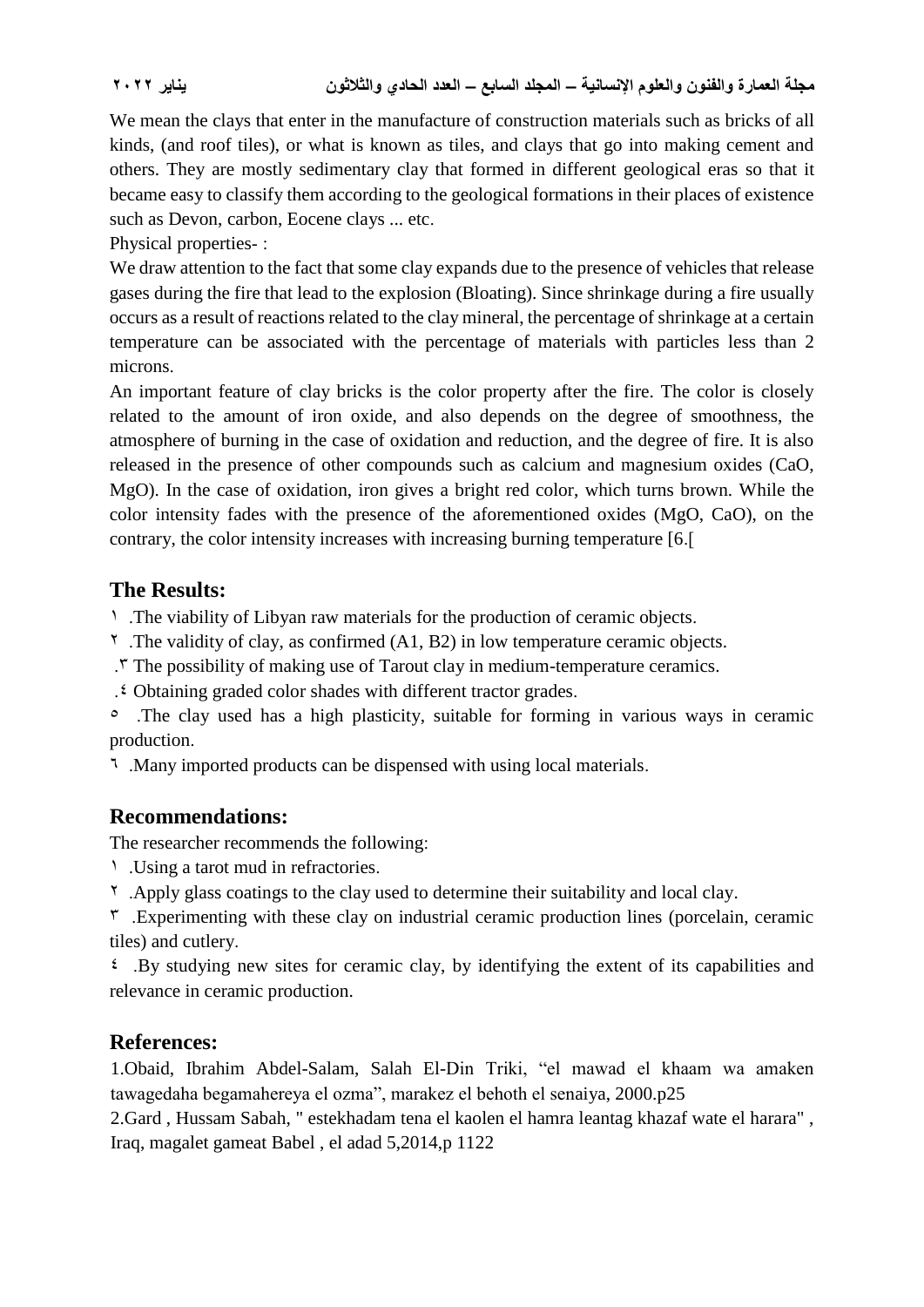We mean the clays that enter in the manufacture of construction materials such as bricks of all kinds, (and roof tiles), or what is known as tiles, and clays that go into making cement and others. They are mostly sedimentary clay that formed in different geological eras so that it became easy to classify them according to the geological formations in their places of existence such as Devon, carbon, Eocene clays ... etc.

Physical properties- :

We draw attention to the fact that some clay expands due to the presence of vehicles that release gases during the fire that lead to the explosion (Bloating). Since shrinkage during a fire usually occurs as a result of reactions related to the clay mineral, the percentage of shrinkage at a certain temperature can be associated with the percentage of materials with particles less than 2 microns.

An important feature of clay bricks is the color property after the fire. The color is closely related to the amount of iron oxide, and also depends on the degree of smoothness, the atmosphere of burning in the case of oxidation and reduction, and the degree of fire. It is also released in the presence of other compounds such as calcium and magnesium oxides (CaO, MgO). In the case of oxidation, iron gives a bright red color, which turns brown. While the color intensity fades with the presence of the aforementioned oxides (MgO, CaO), on the contrary, the color intensity increases with increasing burning temperature [6.[

## The Results:

١ .The viability of Libyan raw materials for the production of ceramic objects.

٢ .The validity of clay, as confirmed (A1, B2) in low temperature ceramic objects.

.٣ The possibility of making use of Tarout clay in medium-temperature ceramics.

.٤ Obtaining graded color shades with different tractor grades.

٥ .The clay used has a high plasticity, suitable for forming in various ways in ceramic production.

٦ .Many imported products can be dispensed with using local materials.

## Recommendations:

The researcher recommends the following:

١ .Using a tarot mud in refractories.

٢ .Apply glass coatings to the clay used to determine their suitability and local clay.

٣ .Experimenting with these clay on industrial ceramic production lines (porcelain, ceramic tiles) and cutlery.

٤ .By studying new sites for ceramic clay, by identifying the extent of its capabilities and relevance in ceramic production.

## References:

1.Obaid, Ibrahim Abdel-Salam, Salah El-Din Triki, "el mawad el khaam wa amaken tawagedaha begamahereya el ozma", marakez el behoth el senaiya, 2000.p25

2.Gard , Hussam Sabah, " estekhadam tena el kaolen el hamra leantag khazaf wate el harara" , Iraq, magalet gameat Babel , el adad 5,2014,p 1122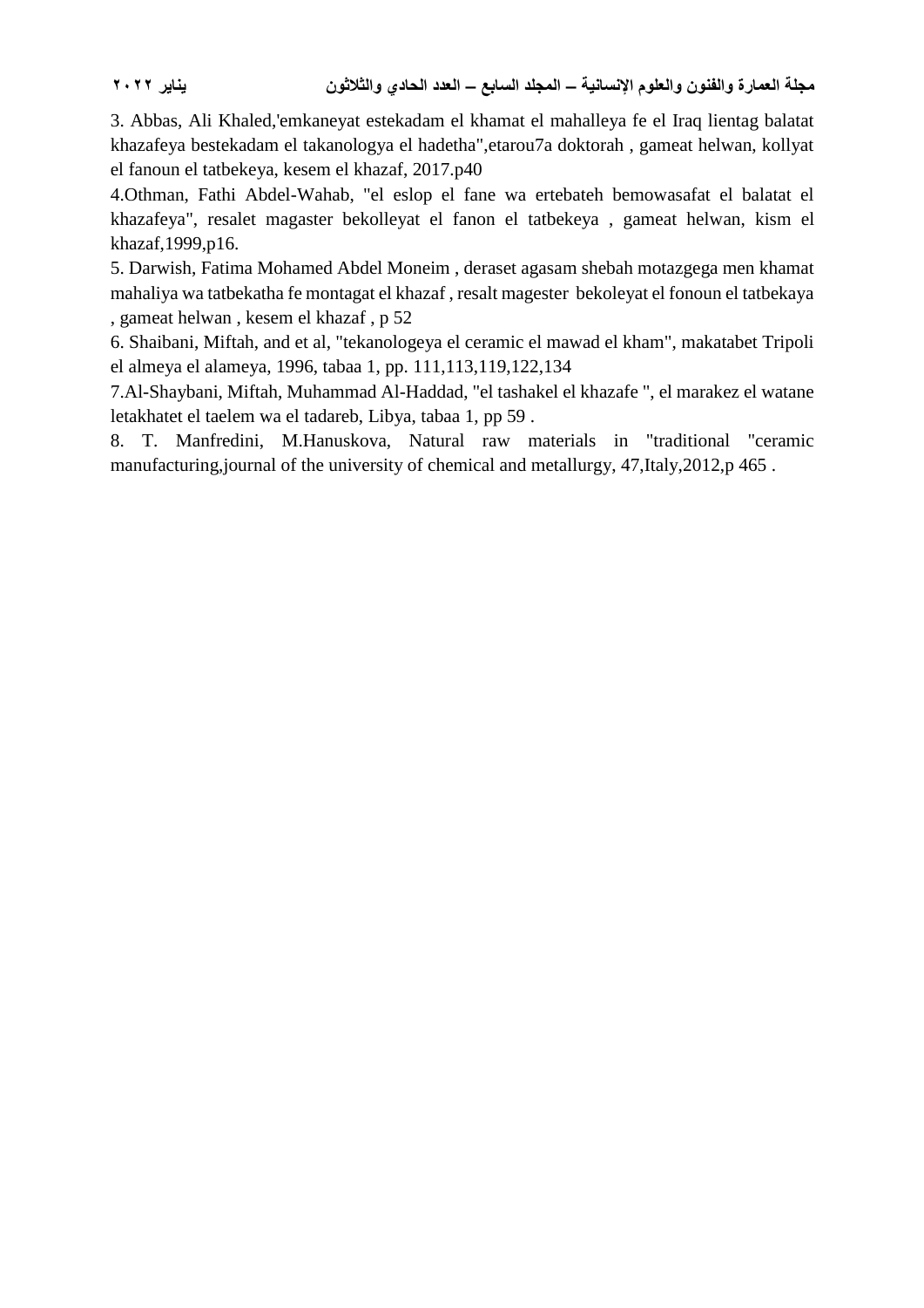3. Abbas, Ali Khaled,'emkaneyat estekadam el khamat el mahalleya fe el Iraq lientag balatat khazafeya bestekadam el takanologya el hadetha",etarou7a doktorah , gameat helwan, kollyat el fanoun el tatbekeya, kesem el khazaf, 2017.p40

4.Othman, Fathi Abdel-Wahab, "el eslop el fane wa ertebateh bemowasafat el balatat el khazafeya", resalet magaster bekolleyat el fanon el tatbekeya , gameat helwan, kism el khazaf,1999,p16.

5. Darwish, Fatima Mohamed Abdel Moneim , deraset agasam shebah motazgega men khamat mahaliya wa tatbekatha fe montagat el khazaf , resalt magester bekoleyat el fonoun el tatbekaya , gameat helwan , kesem el khazaf , p 52

6. Shaibani, Miftah, and et al, "tekanologeya el ceramic el mawad el kham", makatabet Tripoli el almeya el alameya, 1996, tabaa 1, pp. 111,113,119,122,134

7.Al-Shaybani, Miftah, Muhammad Al-Haddad, "el tashakel el khazafe ", el marakez el watane letakhatet el taelem wa el tadareb, Libya, tabaa 1, pp 59 .

8. T. Manfredini, M.Hanuskova, Natural raw materials in "traditional "ceramic manufacturing,journal of the university of chemical and metallurgy, 47,Italy,2012,p 465 .